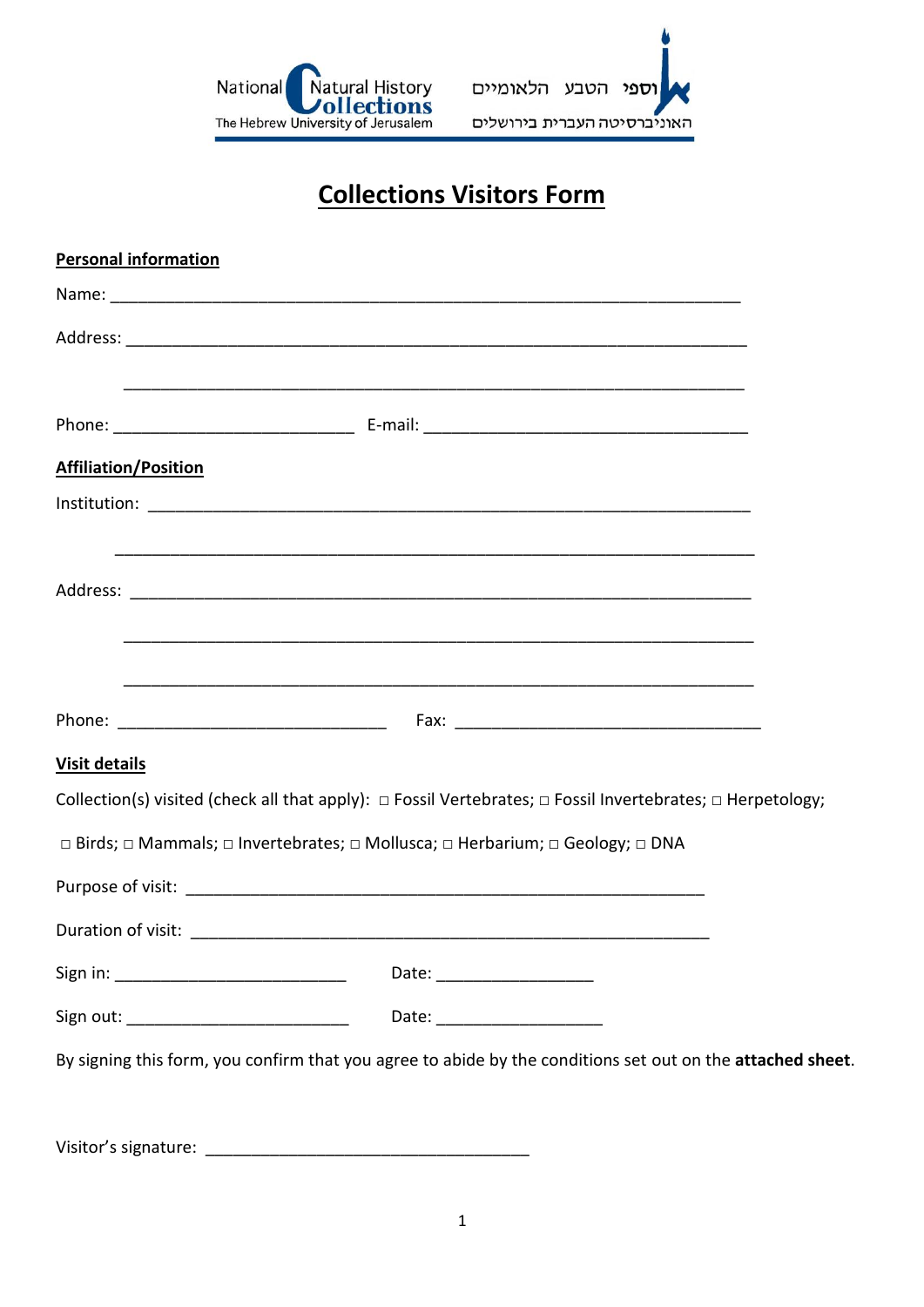National Natural History Collections
The Hebrew University of Jerusalem

האוספי הטבע הלאומיים
האוניברסיטה העברית בירושלים

# Collections Visitors Form

**Personal information**

Name: ______________________________________________________________________

Address: ____________________________________________________________________

____________________________________________________________________

Phone: __________________________ E-mail: ___________________________________

**Affiliation/Position**

Institution: __________________________________________________________________

____________________________________________________________________

Address: ____________________________________________________________________

____________________________________________________________________

____________________________________________________________________

Phone: _____________________________ Fax: _________________________________

**Visit details**

Collection(s) visited (check all that apply): □ Fossil Vertebrates; □ Fossil Invertebrates; □ Herpetology;

□ Birds; □ Mammals; □ Invertebrates; □ Mollusca; □ Herbarium; □ Geology; □ DNA

Purpose of visit: _________________________________________________________

Duration of visit: _________________________________________________________

Sign in: _________________________ Date: _________________

Sign out: ________________________ Date: __________________

By signing this form, you confirm that you agree to abide by the conditions set out on the **attached sheet**.

Visitor's signature: __________________________________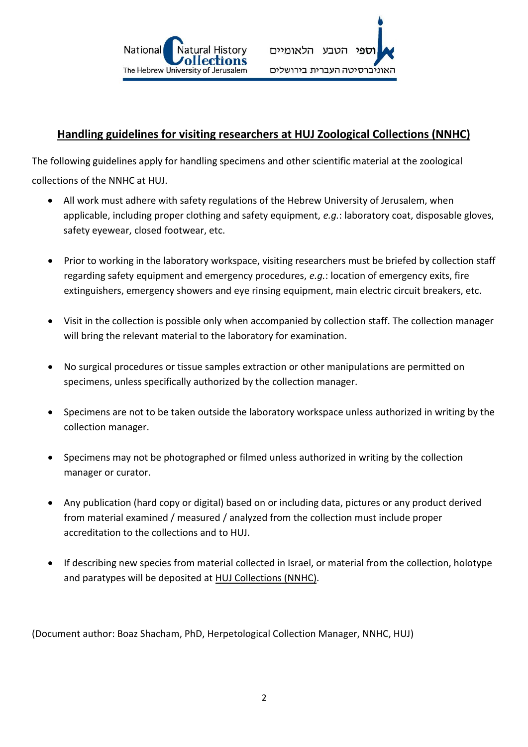## Handling guidelines for visiting researchers at HUJ Zoological Collections (NNHC)

The following guidelines apply for handling specimens and other scientific material at the zoological collections of the NNHC at HUJ.

- All work must adhere with safety regulations of the Hebrew University of Jerusalem, when applicable, including proper clothing and safety equipment, *e.g.*: laboratory coat, disposable gloves, safety eyewear, closed footwear, etc.
- Prior to working in the laboratory workspace, visiting researchers must be briefed by collection staff regarding safety equipment and emergency procedures, *e.g.*: location of emergency exits, fire extinguishers, emergency showers and eye rinsing equipment, main electric circuit breakers, etc.
- Visit in the collection is possible only when accompanied by collection staff. The collection manager will bring the relevant material to the laboratory for examination.
- No surgical procedures or tissue samples extraction or other manipulations are permitted on specimens, unless specifically authorized by the collection manager.
- Specimens are not to be taken outside the laboratory workspace unless authorized in writing by the collection manager.
- Specimens may not be photographed or filmed unless authorized in writing by the collection manager or curator.
- Any publication (hard copy or digital) based on or including data, pictures or any product derived from material examined / measured / analyzed from the collection must include proper accreditation to the collections and to HUJ.
- If describing new species from material collected in Israel, or material from the collection, holotype and paratypes will be deposited at HUJ Collections (NNHC).

(Document author: Boaz Shacham, PhD, Herpetological Collection Manager, NNHC, HUJ)